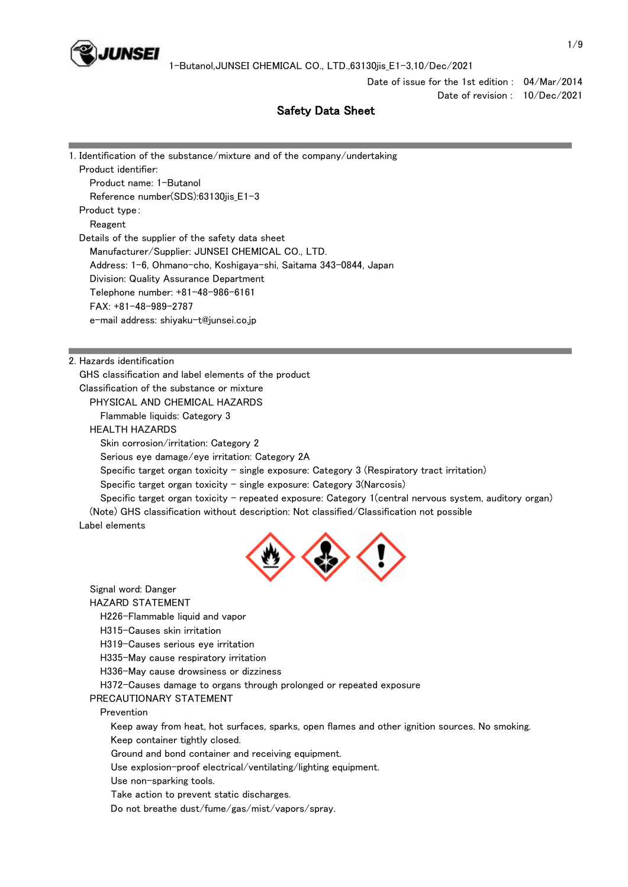Date of issue for the 1st edition : 04/Mar/2014
Date of revision : 10/Dec/2021

# Safety Data Sheet

## 1. Identification of the substance/mixture and of the company/undertaking

Product identifier:

Product name: 1-Butanol

Reference number(SDS):63130jis_E1-3

Product type :

Reagent

Details of the supplier of the safety data sheet

Manufacturer/Supplier: JUNSEI CHEMICAL CO., LTD.

Address: 1-6, Ohmano-cho, Koshigaya-shi, Saitama 343-0844, Japan

Division: Quality Assurance Department

Telephone number: +81-48-986-6161

FAX: +81-48-989-2787

e-mail address: shiyaku-t@junsei.co.jp

## 2. Hazards identification

GHS classification and label elements of the product

Classification of the substance or mixture

PHYSICAL AND CHEMICAL HAZARDS

Flammable liquids: Category 3

HEALTH HAZARDS

Skin corrosion/irritation: Category 2

Serious eye damage/eye irritation: Category 2A

Specific target organ toxicity - single exposure: Category 3 (Respiratory tract irritation)

Specific target organ toxicity - single exposure: Category 3(Narcosis)

Specific target organ toxicity - repeated exposure: Category 1(central nervous system, auditory organ)

(Note) GHS classification without description: Not classified/Classification not possible

Label elements

Signal word: Danger

HAZARD STATEMENT

H226-Flammable liquid and vapor

H315-Causes skin irritation

H319-Causes serious eye irritation

H335-May cause respiratory irritation

H336-May cause drowsiness or dizziness

H372-Causes damage to organs through prolonged or repeated exposure

PRECAUTIONARY STATEMENT

Prevention

Keep away from heat, hot surfaces, sparks, open flames and other ignition sources. No smoking.

Keep container tightly closed.

Ground and bond container and receiving equipment.

Use explosion-proof electrical/ventilating/lighting equipment.

Use non-sparking tools.

Take action to prevent static discharges.

Do not breathe dust/fume/gas/mist/vapors/spray.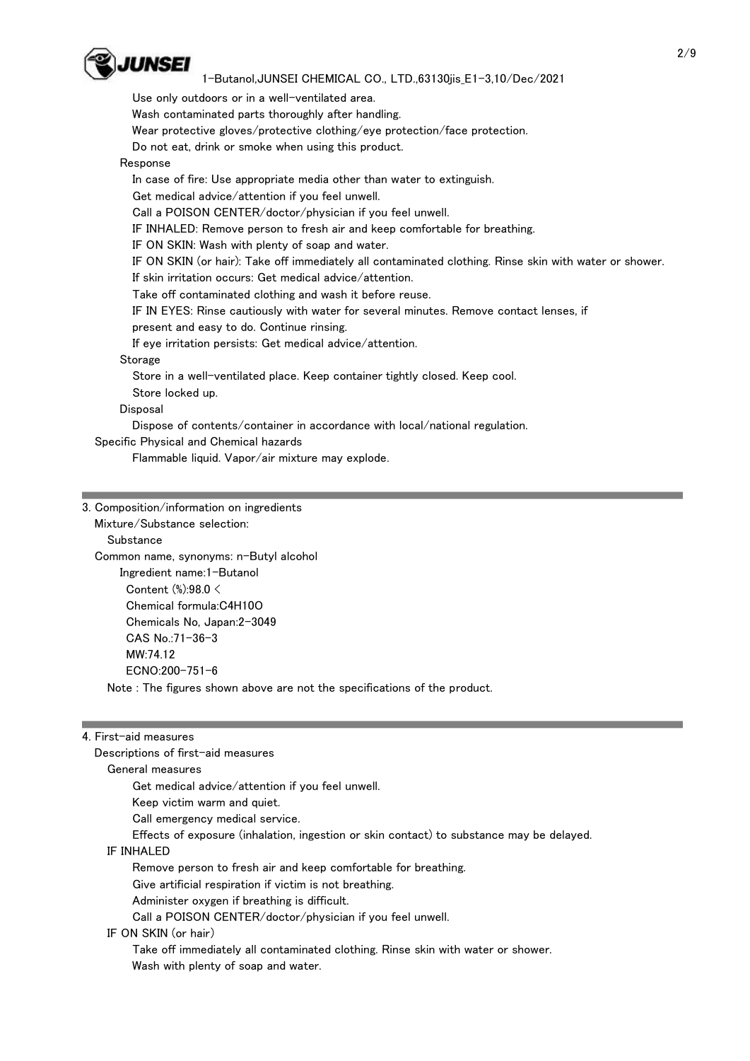Use only outdoors or in a well-ventilated area.
Wash contaminated parts thoroughly after handling.
Wear protective gloves/protective clothing/eye protection/face protection.
Do not eat, drink or smoke when using this product.

Response

In case of fire: Use appropriate media other than water to extinguish.
Get medical advice/attention if you feel unwell.
Call a POISON CENTER/doctor/physician if you feel unwell.
IF INHALED: Remove person to fresh air and keep comfortable for breathing.
IF ON SKIN: Wash with plenty of soap and water.
IF ON SKIN (or hair): Take off immediately all contaminated clothing. Rinse skin with water or shower.
If skin irritation occurs: Get medical advice/attention.
Take off contaminated clothing and wash it before reuse.
IF IN EYES: Rinse cautiously with water for several minutes. Remove contact lenses, if present and easy to do. Continue rinsing.
If eye irritation persists: Get medical advice/attention.

Storage

Store in a well-ventilated place. Keep container tightly closed. Keep cool.
Store locked up.

Disposal

Dispose of contents/container in accordance with local/national regulation.

Specific Physical and Chemical hazards

Flammable liquid. Vapor/air mixture may explode.

## 3. Composition/information on ingredients

Mixture/Substance selection:
Substance

Common name, synonyms: n-Butyl alcohol

Ingredient name:1-Butanol
Content (%):98.0 <
Chemical formula:$C_4H_{10}O$
Chemicals No, Japan:2-3049
CAS No.:71-36-3
MW:74.12
ECNO:200-751-6

Note : The figures shown above are not the specifications of the product.

## 4. First-aid measures

Descriptions of first-aid measures

General measures

Get medical advice/attention if you feel unwell.
Keep victim warm and quiet.
Call emergency medical service.
Effects of exposure (inhalation, ingestion or skin contact) to substance may be delayed.

IF INHALED

Remove person to fresh air and keep comfortable for breathing.
Give artificial respiration if victim is not breathing.
Administer oxygen if breathing is difficult.
Call a POISON CENTER/doctor/physician if you feel unwell.

IF ON SKIN (or hair)

Take off immediately all contaminated clothing. Rinse skin with water or shower.
Wash with plenty of soap and water.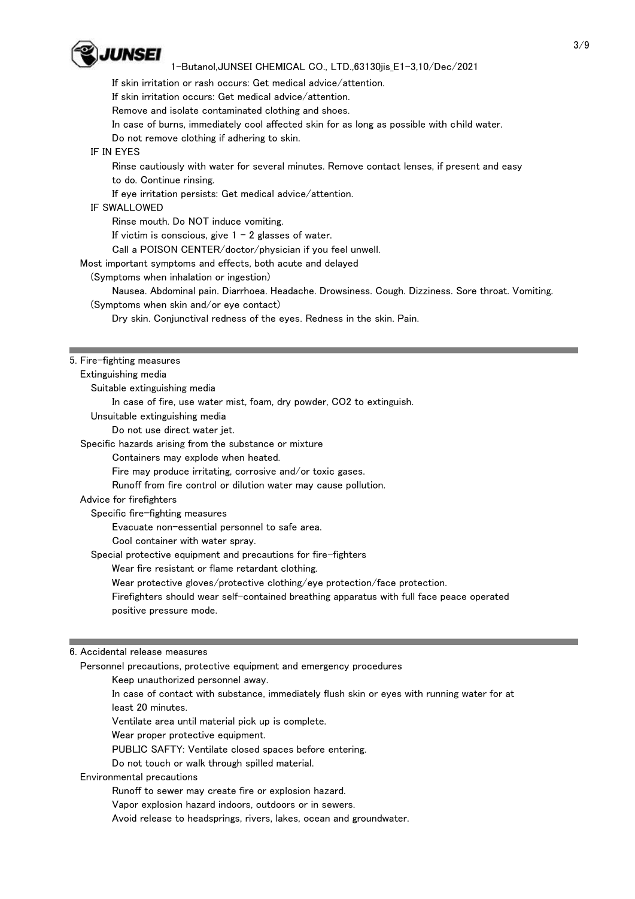If skin irritation or rash occurs: Get medical advice/attention.

If skin irritation occurs: Get medical advice/attention.

Remove and isolate contaminated clothing and shoes.

In case of burns, immediately cool affected skin for as long as possible with child water.

Do not remove clothing if adhering to skin.

IF IN EYES

Rinse cautiously with water for several minutes. Remove contact lenses, if present and easy to do. Continue rinsing.

If eye irritation persists: Get medical advice/attention.

IF SWALLOWED

Rinse mouth. Do NOT induce vomiting.

If victim is conscious, give 1 - 2 glasses of water.

Call a POISON CENTER/doctor/physician if you feel unwell.

Most important symptoms and effects, both acute and delayed

(Symptoms when inhalation or ingestion)

Nausea. Abdominal pain. Diarrhoea. Headache. Drowsiness. Cough. Dizziness. Sore throat. Vomiting.

(Symptoms when skin and/or eye contact)

Dry skin. Conjunctival redness of the eyes. Redness in the skin. Pain.

---

## 5. Fire-fighting measures

Extinguishing media

Suitable extinguishing media

In case of fire, use water mist, foam, dry powder, $CO_2$ to extinguish.

Unsuitable extinguishing media

Do not use direct water jet.

Specific hazards arising from the substance or mixture

Containers may explode when heated.

Fire may produce irritating, corrosive and/or toxic gases.

Runoff from fire control or dilution water may cause pollution.

Advice for firefighters

Specific fire-fighting measures

Evacuate non-essential personnel to safe area.

Cool container with water spray.

Special protective equipment and precautions for fire-fighters

Wear fire resistant or flame retardant clothing.

Wear protective gloves/protective clothing/eye protection/face protection.

Firefighters should wear self-contained breathing apparatus with full face peace operated positive pressure mode.

---

## 6. Accidental release measures

Personnel precautions, protective equipment and emergency procedures

Keep unauthorized personnel away.

In case of contact with substance, immediately flush skin or eyes with running water for at least 20 minutes.

Ventilate area until material pick up is complete.

Wear proper protective equipment.

PUBLIC SAFTY: Ventilate closed spaces before entering.

Do not touch or walk through spilled material.

Environmental precautions

Runoff to sewer may create fire or explosion hazard.

Vapor explosion hazard indoors, outdoors or in sewers.

Avoid release to headsprings, rivers, lakes, ocean and groundwater.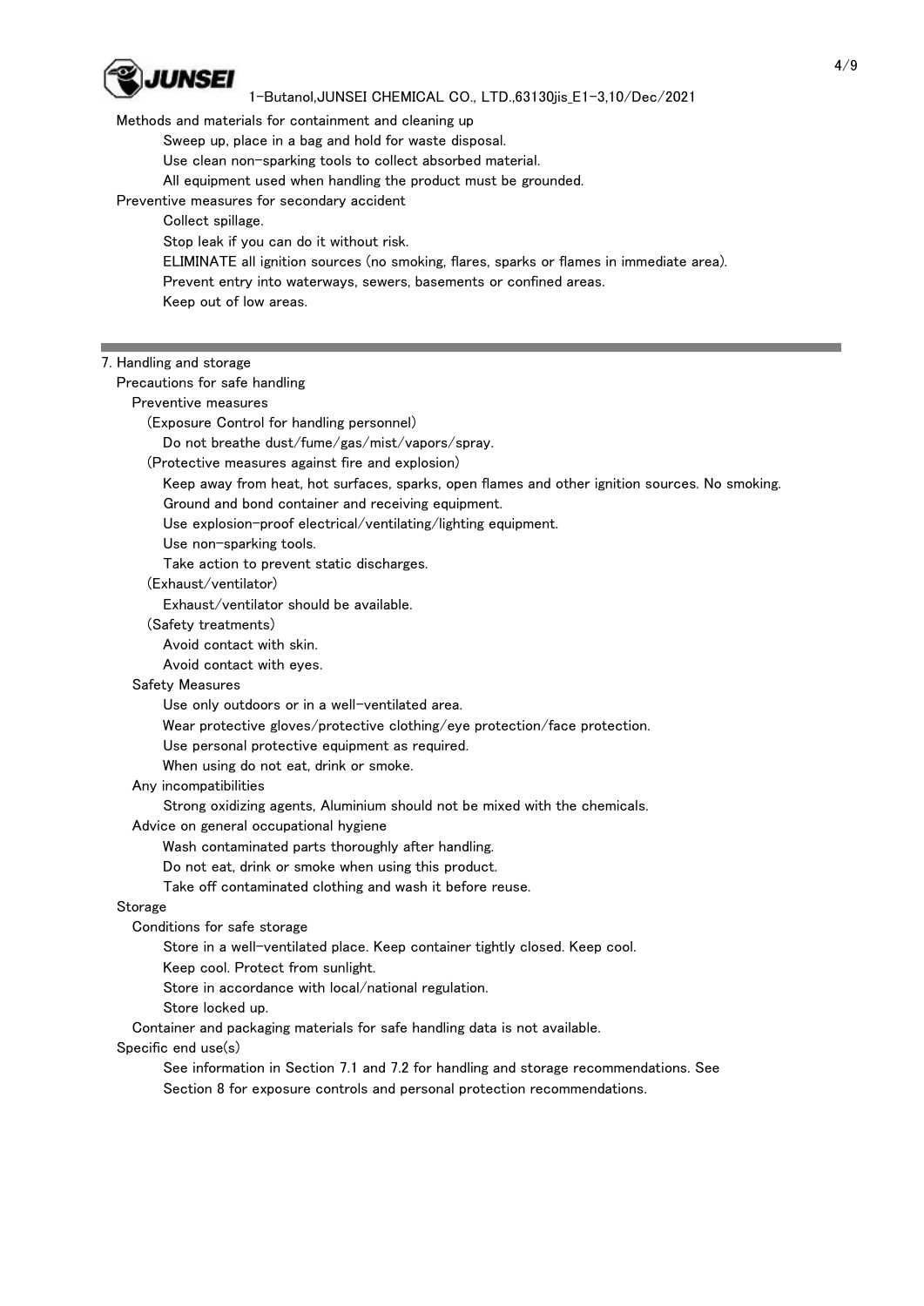Methods and materials for containment and cleaning up

Sweep up, place in a bag and hold for waste disposal.
Use clean non-sparking tools to collect absorbed material.
All equipment used when handling the product must be grounded.

Preventive measures for secondary accident

Collect spillage.
Stop leak if you can do it without risk.
ELIMINATE all ignition sources (no smoking, flares, sparks or flames in immediate area).
Prevent entry into waterways, sewers, basements or confined areas.
Keep out of low areas.

## 7. Handling and storage

Precautions for safe handling

Preventive measures

(Exposure Control for handling personnel)

Do not breathe dust/fume/gas/mist/vapors/spray.

(Protective measures against fire and explosion)

Keep away from heat, hot surfaces, sparks, open flames and other ignition sources. No smoking.
Ground and bond container and receiving equipment.
Use explosion-proof electrical/ventilating/lighting equipment.
Use non-sparking tools.
Take action to prevent static discharges.

(Exhaust/ventilator)

Exhaust/ventilator should be available.

(Safety treatments)

Avoid contact with skin.
Avoid contact with eyes.

Safety Measures

Use only outdoors or in a well-ventilated area.
Wear protective gloves/protective clothing/eye protection/face protection.
Use personal protective equipment as required.
When using do not eat, drink or smoke.

Any incompatibilities

Strong oxidizing agents, Aluminium should not be mixed with the chemicals.

Advice on general occupational hygiene

Wash contaminated parts thoroughly after handling.
Do not eat, drink or smoke when using this product.
Take off contaminated clothing and wash it before reuse.

Storage

Conditions for safe storage

Store in a well-ventilated place. Keep container tightly closed. Keep cool.
Keep cool. Protect from sunlight.
Store in accordance with local/national regulation.
Store locked up.

Container and packaging materials for safe handling data is not available.

Specific end use(s)

See information in Section 7.1 and 7.2 for handling and storage recommendations. See Section 8 for exposure controls and personal protection recommendations.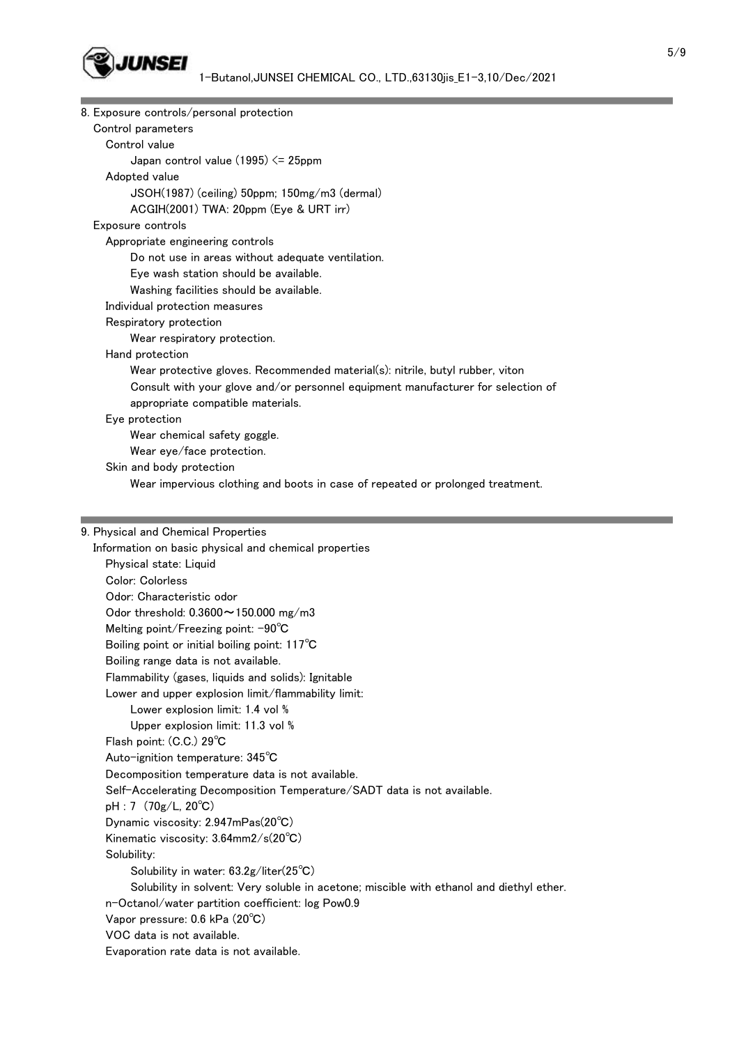## 8. Exposure controls/personal protection

Control parameters

Control value

Japan control value (1995) <= 25ppm

Adopted value

JSOH(1987) (ceiling) 50ppm; 150mg/m3 (dermal)

ACGIH(2001) TWA: 20ppm (Eye & URT irr)

Exposure controls

Appropriate engineering controls

Do not use in areas without adequate ventilation.

Eye wash station should be available.

Washing facilities should be available.

Individual protection measures

Respiratory protection

Wear respiratory protection.

Hand protection

Wear protective gloves. Recommended material(s): nitrile, butyl rubber, viton

Consult with your glove and/or personnel equipment manufacturer for selection of appropriate compatible materials.

Eye protection

Wear chemical safety goggle.

Wear eye/face protection.

Skin and body protection

Wear impervious clothing and boots in case of repeated or prolonged treatment.

## 9. Physical and Chemical Properties

Information on basic physical and chemical properties

Physical state: Liquid

Color: Colorless

Odor: Characteristic odor

Odor threshold: 0.3600～150.000 mg/m3

Melting point/Freezing point: -90℃

Boiling point or initial boiling point: 117℃

Boiling range data is not available.

Flammability (gases, liquids and solids): Ignitable

Lower and upper explosion limit/flammability limit:

Lower explosion limit: 1.4 vol %

Upper explosion limit: 11.3 vol %

Flash point: (C.C.) 29℃

Auto-ignition temperature: 345℃

Decomposition temperature data is not available.

Self-Accelerating Decomposition Temperature/SADT data is not available.

pH : 7 (70g/L, 20℃)

Dynamic viscosity: 2.947mPas(20℃)

Kinematic viscosity: 3.64mm2/s(20℃)

Solubility:

Solubility in water: 63.2g/liter(25℃)

Solubility in solvent: Very soluble in acetone; miscible with ethanol and diethyl ether.

n-Octanol/water partition coefficient: log Pow0.9

Vapor pressure: 0.6 kPa (20℃)

VOC data is not available.

Evaporation rate data is not available.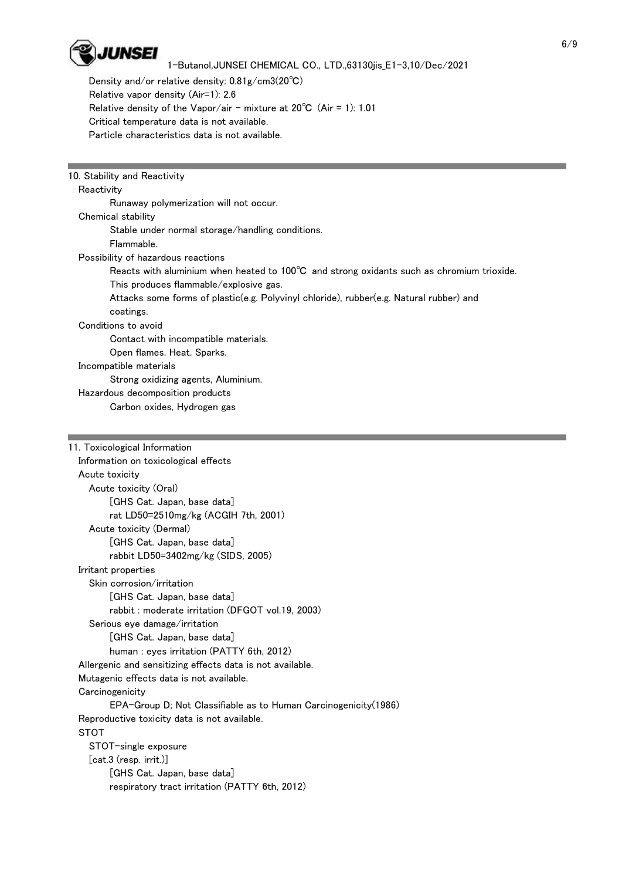Density and/or relative density: 0.81g/cm3(20℃)
Relative vapor density (Air=1): 2.6
Relative density of the Vapor/air - mixture at 20℃ (Air = 1): 1.01
Critical temperature data is not available.
Particle characteristics data is not available.

## 10. Stability and Reactivity

**Reactivity**

Runaway polymerization will not occur.

**Chemical stability**

Stable under normal storage/handling conditions.
Flammable.

**Possibility of hazardous reactions**

Reacts with aluminium when heated to 100℃ and strong oxidants such as chromium trioxide.
This produces flammable/explosive gas.
Attacks some forms of plastic(e.g. Polyvinyl chloride), rubber(e.g. Natural rubber) and coatings.

**Conditions to avoid**

Contact with incompatible materials.
Open flames. Heat. Sparks.

**Incompatible materials**

Strong oxidizing agents, Aluminium.

**Hazardous decomposition products**

Carbon oxides, Hydrogen gas

## 11. Toxicological Information

**Information on toxicological effects**

**Acute toxicity**

Acute toxicity (Oral)

[GHS Cat. Japan, base data]
rat LD50=2510mg/kg (ACGIH 7th, 2001)

Acute toxicity (Dermal)

[GHS Cat. Japan, base data]
rabbit LD50=3402mg/kg (SIDS, 2005)

**Irritant properties**

Skin corrosion/irritation

[GHS Cat. Japan, base data]
rabbit : moderate irritation (DFGOT vol.19, 2003)

Serious eye damage/irritation

[GHS Cat. Japan, base data]
human : eyes irritation (PATTY 6th, 2012)

Allergenic and sensitizing effects data is not available.

Mutagenic effects data is not available.

**Carcinogenicity**

EPA-Group D; Not Classifiable as to Human Carcinogenicity(1986)

Reproductive toxicity data is not available.

**STOT**

STOT-single exposure

[cat.3 (resp. irrit.)]

[GHS Cat. Japan, base data]
respiratory tract irritation (PATTY 6th, 2012)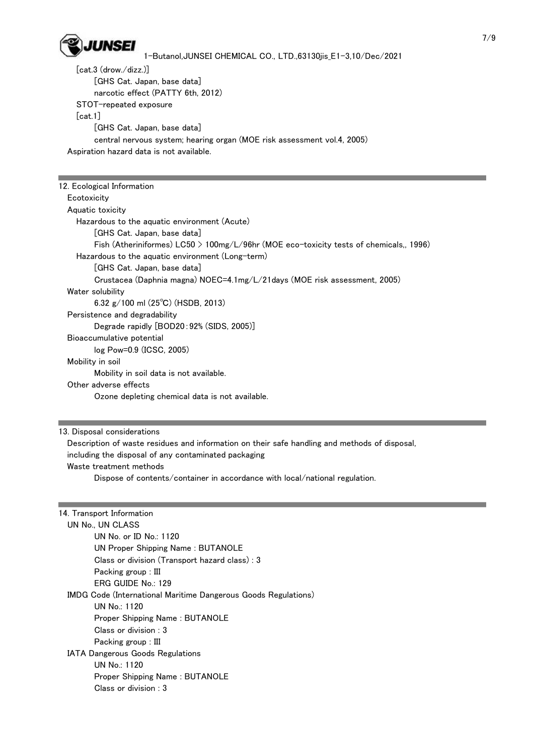[cat.3 (drow./dizz.)]

[GHS Cat. Japan, base data]

narcotic effect (PATTY 6th, 2012)

STOT-repeated exposure

[cat.1]

[GHS Cat. Japan, base data]

central nervous system; hearing organ (MOE risk assessment vol.4, 2005)

Aspiration hazard data is not available.

## 12. Ecological Information

Ecotoxicity

Aquatic toxicity

Hazardous to the aquatic environment (Acute)

[GHS Cat. Japan, base data]

Fish (Atheriniformes) LC50 > 100mg/L/96hr (MOE eco-toxicity tests of chemicals,, 1996)

Hazardous to the aquatic environment (Long-term)

[GHS Cat. Japan, base data]

Crustacea (Daphnia magna) NOEC=4.1mg/L/21days (MOE risk assessment, 2005)

Water solubility

6.32 g/100 ml (25℃) (HSDB, 2013)

Persistence and degradability

Degrade rapidly [BOD20:92% (SIDS, 2005)]

Bioaccumulative potential

log Pow=0.9 (ICSC, 2005)

Mobility in soil

Mobility in soil data is not available.

Other adverse effects

Ozone depleting chemical data is not available.

## 13. Disposal considerations

Description of waste residues and information on their safe handling and methods of disposal, including the disposal of any contaminated packaging

Waste treatment methods

Dispose of contents/container in accordance with local/national regulation.

## 14. Transport Information

UN No., UN CLASS

UN No. or ID No.: 1120

UN Proper Shipping Name : BUTANOLE

Class or division (Transport hazard class) : 3

Packing group : III

ERG GUIDE No.: 129

IMDG Code (International Maritime Dangerous Goods Regulations)

UN No.: 1120

Proper Shipping Name : BUTANOLE

Class or division : 3

Packing group : III

IATA Dangerous Goods Regulations

UN No.: 1120

Proper Shipping Name : BUTANOLE

Class or division : 3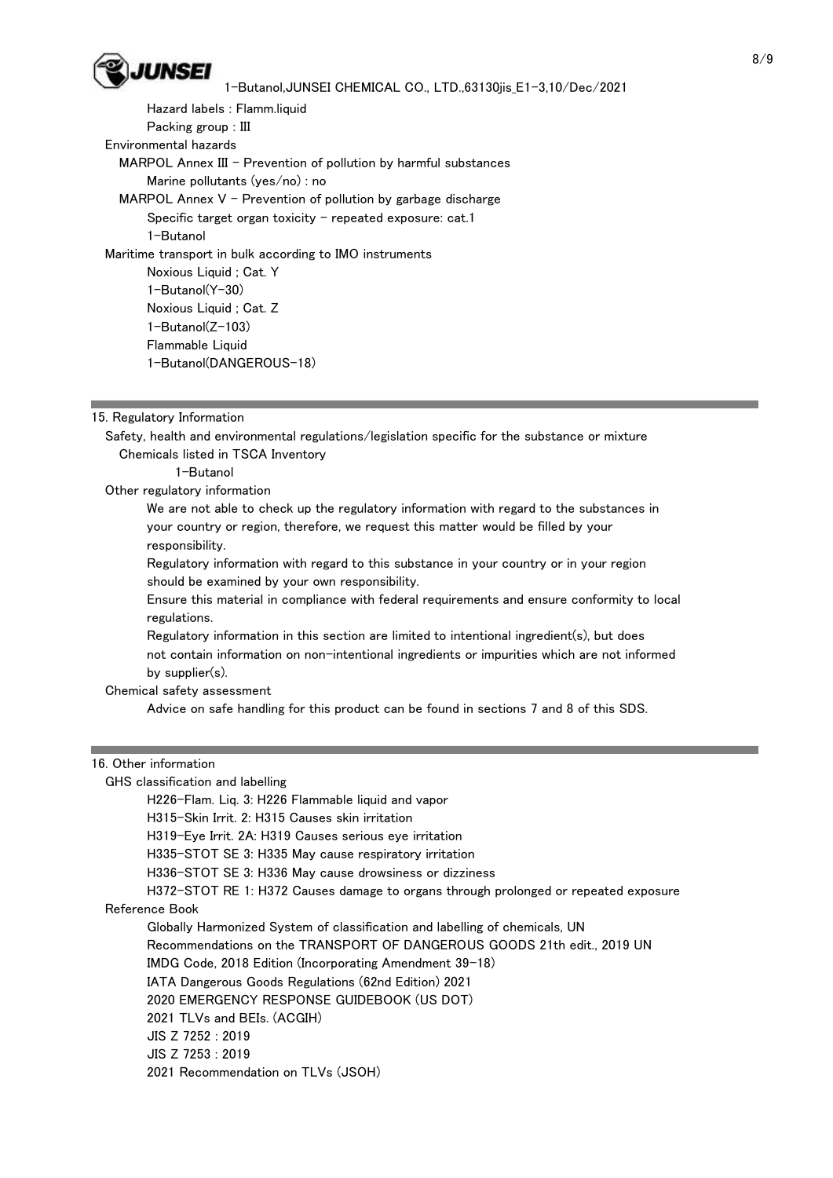Hazard labels : Flamm.liquid

Packing group : III

Environmental hazards

MARPOL Annex III - Prevention of pollution by harmful substances

Marine pollutants (yes/no) : no

MARPOL Annex V - Prevention of pollution by garbage discharge

Specific target organ toxicity - repeated exposure: cat.1

1-Butanol

Maritime transport in bulk according to IMO instruments

Noxious Liquid ; Cat. Y

1-Butanol(Y-30)

Noxious Liquid ; Cat. Z

1-Butanol(Z-103)

Flammable Liquid

1-Butanol(DANGEROUS-18)

## 15. Regulatory Information

Safety, health and environmental regulations/legislation specific for the substance or mixture

Chemicals listed in TSCA Inventory

1-Butanol

Other regulatory information

We are not able to check up the regulatory information with regard to the substances in your country or region, therefore, we request this matter would be filled by your responsibility.

Regulatory information with regard to this substance in your country or in your region should be examined by your own responsibility.

Ensure this material in compliance with federal requirements and ensure conformity to local regulations.

Regulatory information in this section are limited to intentional ingredient(s), but does not contain information on non-intentional ingredients or impurities which are not informed by supplier(s).

Chemical safety assessment

Advice on safe handling for this product can be found in sections 7 and 8 of this SDS.

## 16. Other information

GHS classification and labelling

H226-Flam. Liq. 3: H226 Flammable liquid and vapor

H315-Skin Irrit. 2: H315 Causes skin irritation

H319-Eye Irrit. 2A: H319 Causes serious eye irritation

H335-STOT SE 3: H335 May cause respiratory irritation

H336-STOT SE 3: H336 May cause drowsiness or dizziness

H372-STOT RE 1: H372 Causes damage to organs through prolonged or repeated exposure

Reference Book

Globally Harmonized System of classification and labelling of chemicals, UN

Recommendations on the TRANSPORT OF DANGEROUS GOODS 21th edit., 2019 UN

IMDG Code, 2018 Edition (Incorporating Amendment 39-18)

IATA Dangerous Goods Regulations (62nd Edition) 2021

2020 EMERGENCY RESPONSE GUIDEBOOK (US DOT)

2021 TLVs and BEIs. (ACGIH)

JIS Z 7252 : 2019

JIS Z 7253 : 2019

2021 Recommendation on TLVs (JSOH)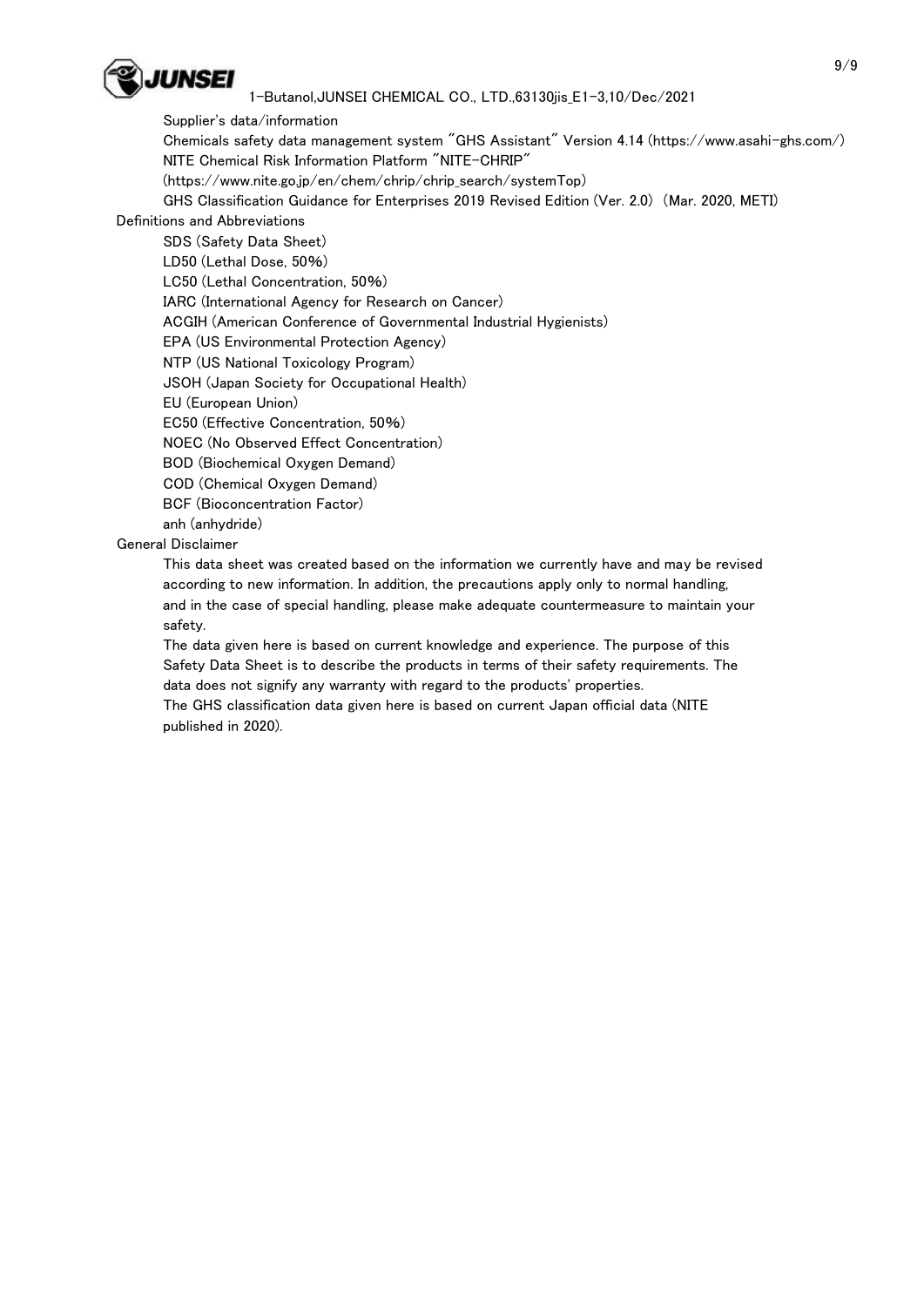Supplier's data/information

Chemicals safety data management system "GHS Assistant" Version 4.14 (https://www.asahi-ghs.com/)

NITE Chemical Risk Information Platform "NITE-CHRIP"

(https://www.nite.go.jp/en/chem/chrip/chrip_search/systemTop)

GHS Classification Guidance for Enterprises 2019 Revised Edition (Ver. 2.0) (Mar. 2020, METI)

Definitions and Abbreviations

SDS (Safety Data Sheet)

LD50 (Lethal Dose, 50%)

LC50 (Lethal Concentration, 50%)

IARC (International Agency for Research on Cancer)

ACGIH (American Conference of Governmental Industrial Hygienists)

EPA (US Environmental Protection Agency)

NTP (US National Toxicology Program)

JSOH (Japan Society for Occupational Health)

EU (European Union)

EC50 (Effective Concentration, 50%)

NOEC (No Observed Effect Concentration)

BOD (Biochemical Oxygen Demand)

COD (Chemical Oxygen Demand)

BCF (Bioconcentration Factor)

anh (anhydride)

General Disclaimer

This data sheet was created based on the information we currently have and may be revised according to new information. In addition, the precautions apply only to normal handling, and in the case of special handling, please make adequate countermeasure to maintain your safety.

The data given here is based on current knowledge and experience. The purpose of this Safety Data Sheet is to describe the products in terms of their safety requirements. The data does not signify any warranty with regard to the products' properties.

The GHS classification data given here is based on current Japan official data (NITE published in 2020).